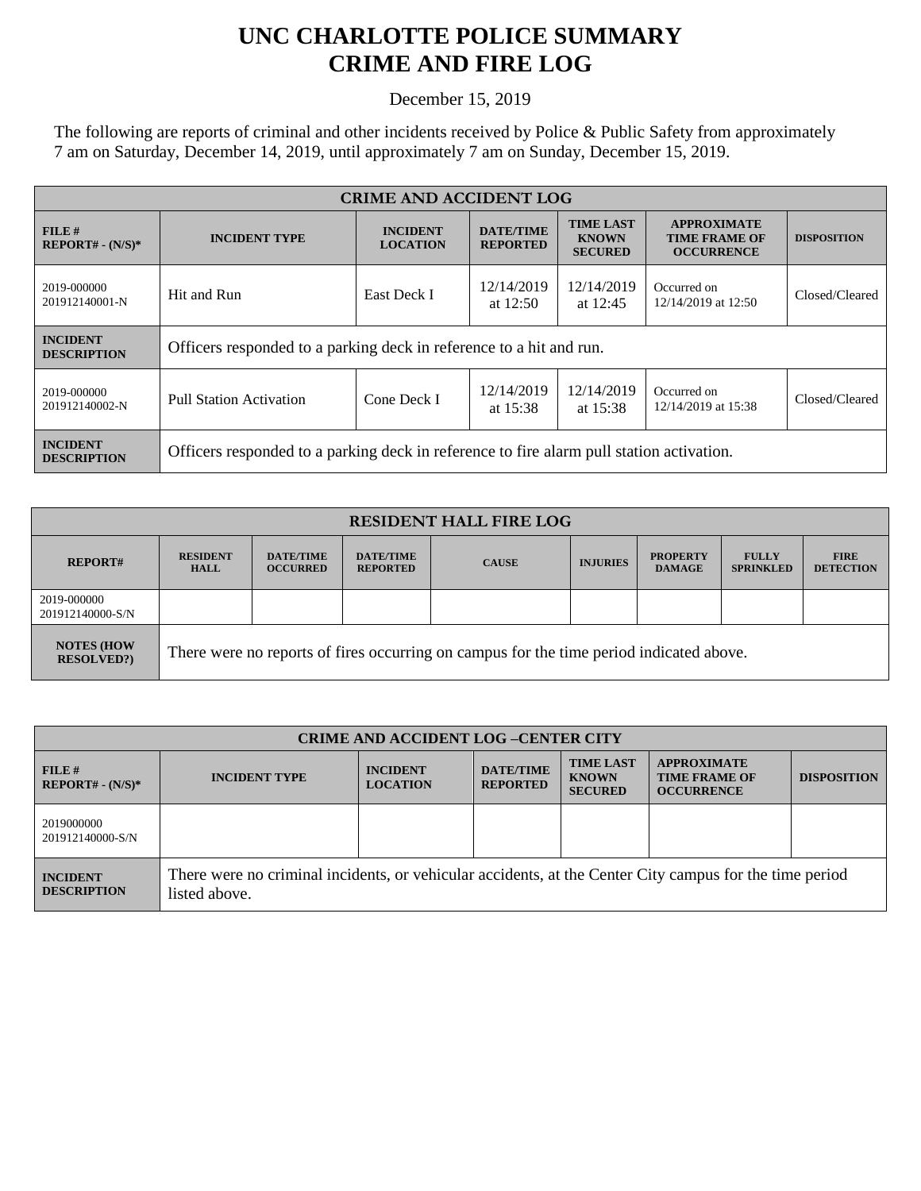# UNC CHARLOTTE POLICE SUMMARY
# CRIME AND FIRE LOG

December 15, 2019

The following are reports of criminal and other incidents received by Police & Public Safety from approximately 7 am on Saturday, December 14, 2019, until approximately 7 am on Sunday, December 15, 2019.

| CRIME AND ACCIDENT LOG | | | | | | |
|---|---|---|---|---|---|---|
| **FILE # REPORT# - (N/S)*** | **INCIDENT TYPE** | **INCIDENT LOCATION** | **DATE/TIME REPORTED** | **TIME LAST KNOWN SECURED** | **APPROXIMATE TIME FRAME OF OCCURRENCE** | **DISPOSITION** |
| 2019-000000 201912140001-N | Hit and Run | East Deck I | 12/14/2019 at 12:50 | 12/14/2019 at 12:45 | Occurred on 12/14/2019 at 12:50 | Closed/Cleared |
| **INCIDENT DESCRIPTION** | Officers responded to a parking deck in reference to a hit and run. | | | | | |
| 2019-000000 201912140002-N | Pull Station Activation | Cone Deck I | 12/14/2019 at 15:38 | 12/14/2019 at 15:38 | Occurred on 12/14/2019 at 15:38 | Closed/Cleared |
| **INCIDENT DESCRIPTION** | Officers responded to a parking deck in reference to fire alarm pull station activation. | | | | | |

| RESIDENT HALL FIRE LOG | | | | | | | | |
|---|---|---|---|---|---|---|---|---|
| **REPORT#** | **RESIDENT HALL** | **DATE/TIME OCCURRED** | **DATE/TIME REPORTED** | **CAUSE** | **INJURIES** | **PROPERTY DAMAGE** | **FULLY SPRINKLED** | **FIRE DETECTION** |
| 2019-000000 201912140000-S/N | | | | | | | | |
| **NOTES (HOW RESOLVED?)** | There were no reports of fires occurring on campus for the time period indicated above. | | | | | | | |

| CRIME AND ACCIDENT LOG –CENTER CITY | | | | | | |
|---|---|---|---|---|---|---|
| **FILE # REPORT# - (N/S)*** | **INCIDENT TYPE** | **INCIDENT LOCATION** | **DATE/TIME REPORTED** | **TIME LAST KNOWN SECURED** | **APPROXIMATE TIME FRAME OF OCCURRENCE** | **DISPOSITION** |
| 2019000000 201912140000-S/N | | | | | | |
| **INCIDENT DESCRIPTION** | There were no criminal incidents, or vehicular accidents, at the Center City campus for the time period listed above. | | | | | |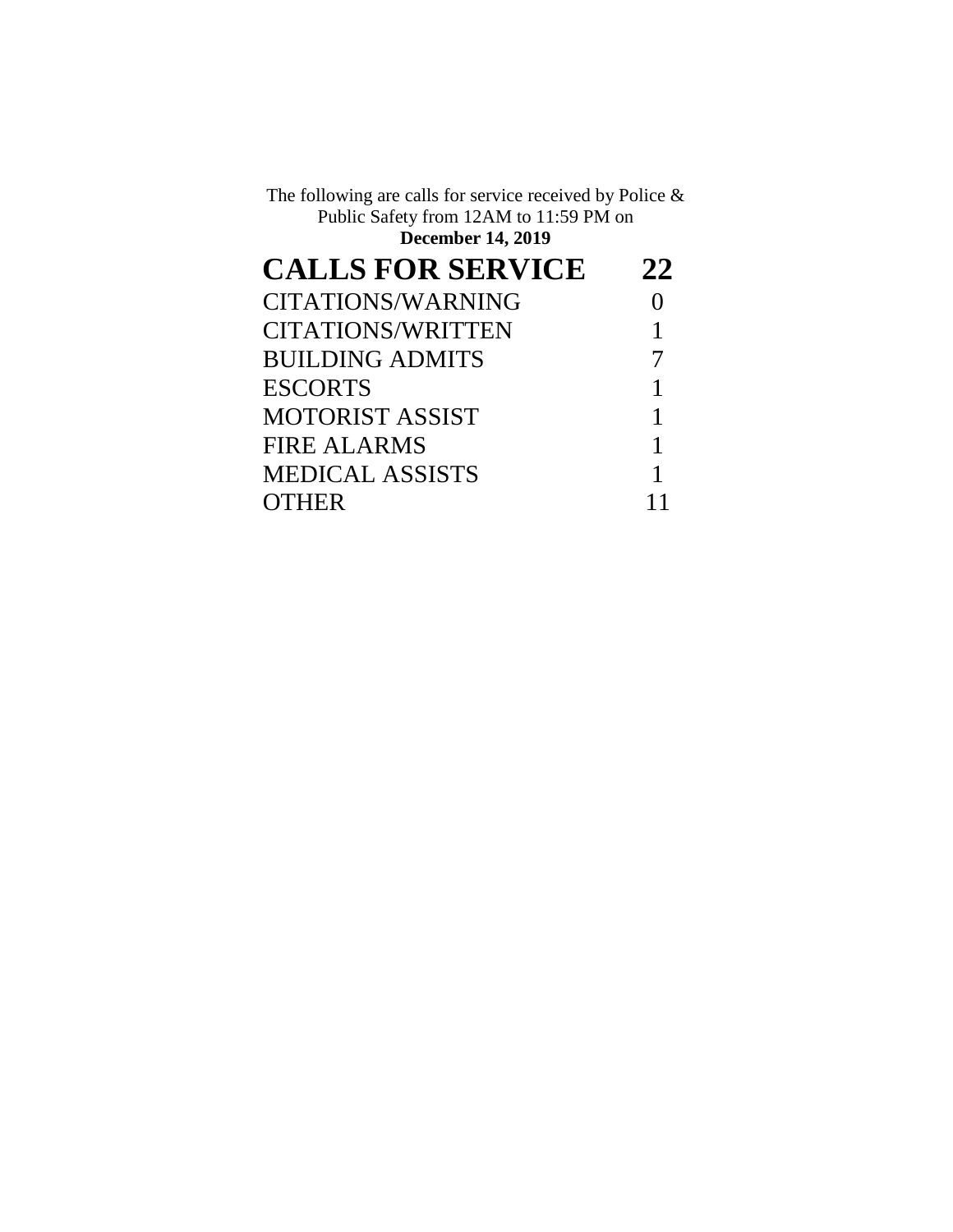The following are calls for service received by Police & Public Safety from 12AM to 11:59 PM on

**December 14, 2019**

| | |
|---|---|
| **CALLS FOR SERVICE** | **22** |
| CITATIONS/WARNING | 0 |
| CITATIONS/WRITTEN | 1 |
| BUILDING ADMITS | 7 |
| ESCORTS | 1 |
| MOTORIST ASSIST | 1 |
| FIRE ALARMS | 1 |
| MEDICAL ASSISTS | 1 |
| OTHER | 11 |